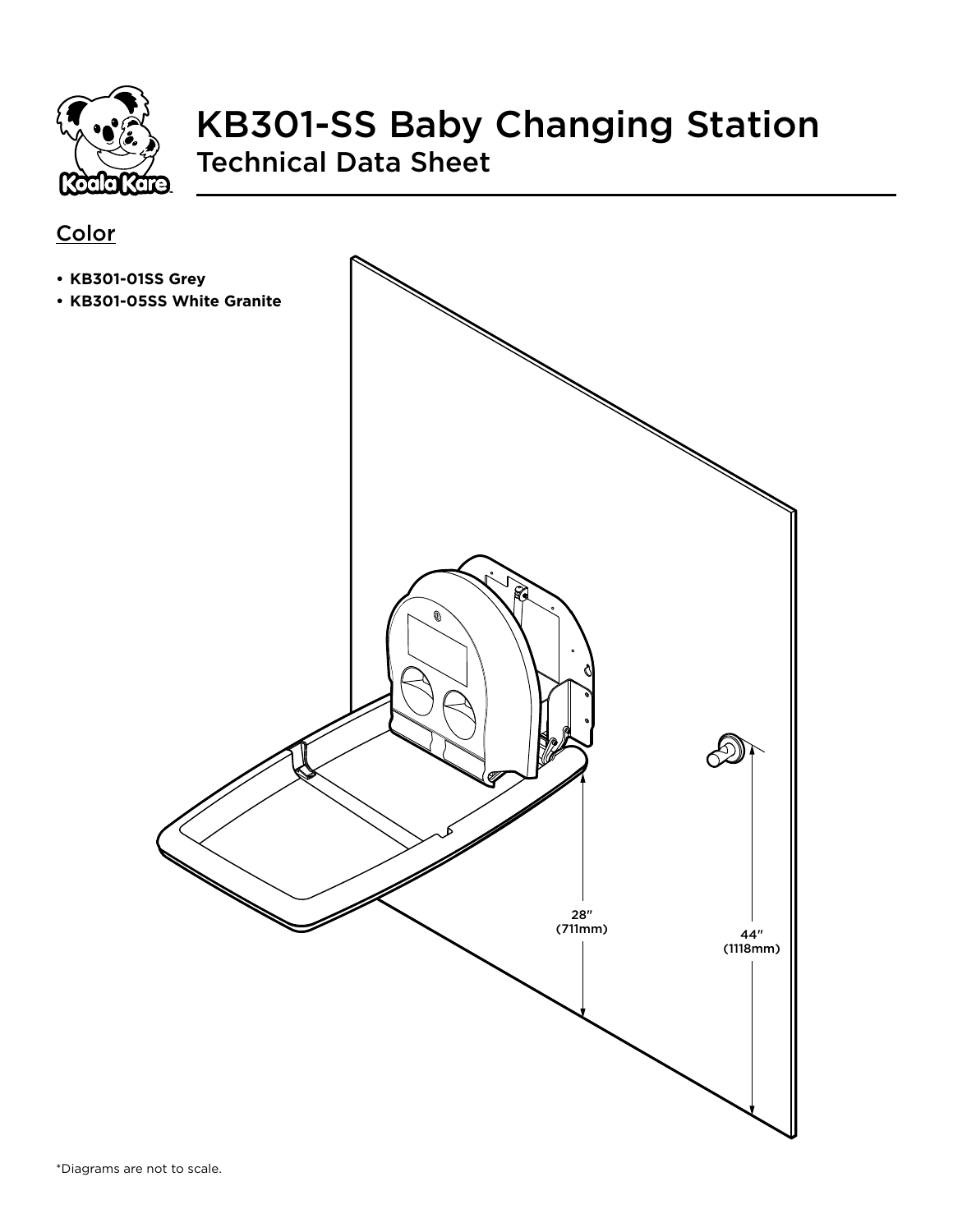# KB301-SS Baby Changing Station

## Technical Data Sheet

### Color

- **KB301-01SS Grey**
- **KB301-05SS White Granite**

28″
(711mm)

44″
(1118mm)

*Diagrams are not to scale.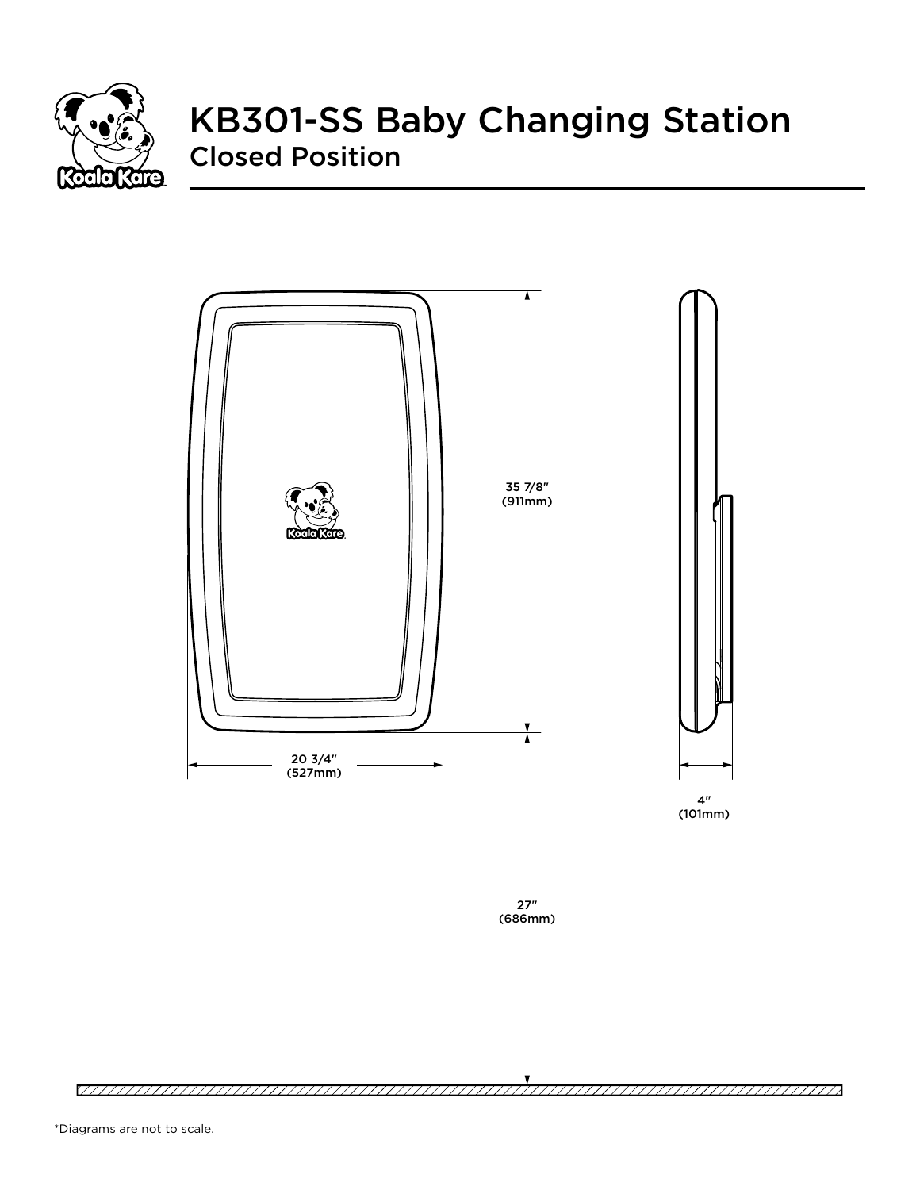# KB301-SS Baby Changing Station

## Closed Position

35 7/8″
(911mm)

20 3/4″
(527mm)

4″
(101mm)

27″
(686mm)

*Diagrams are not to scale.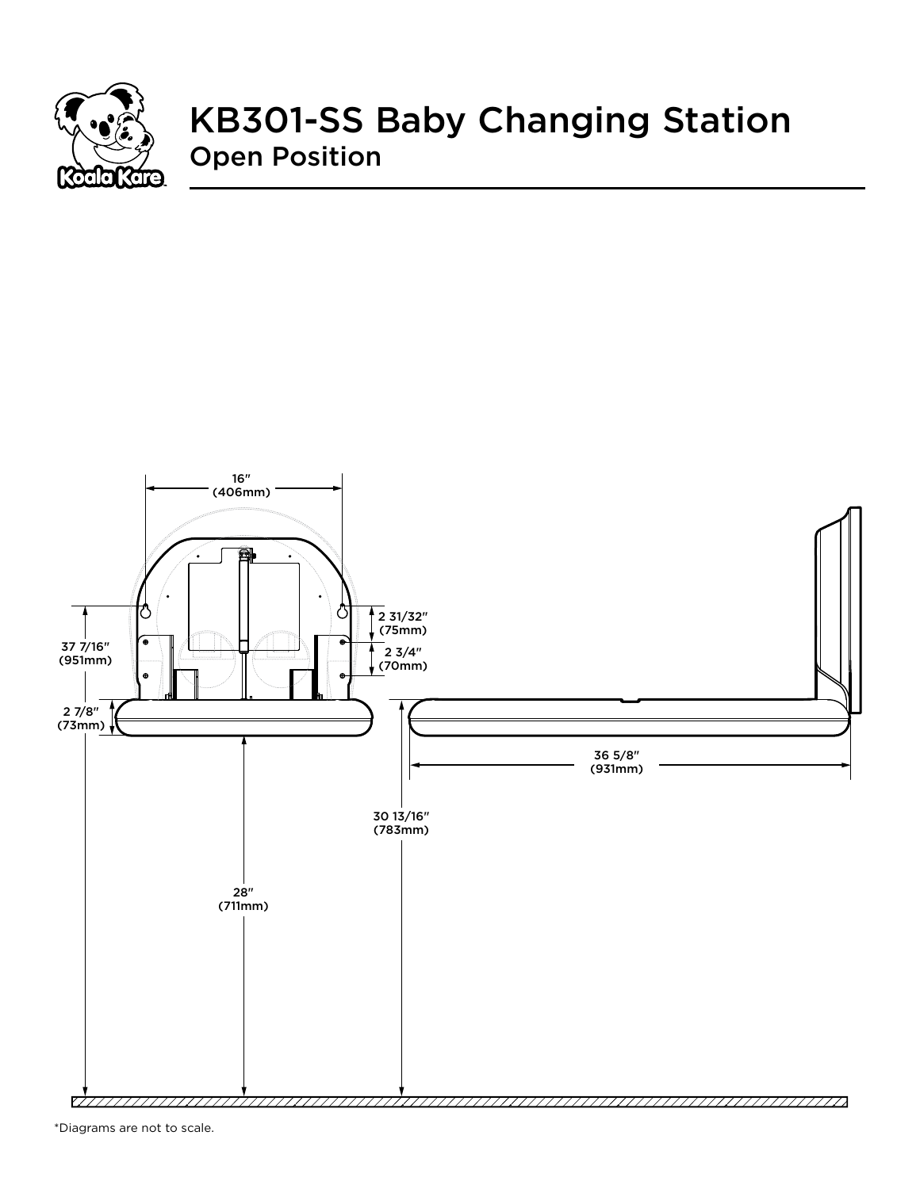# KB301-SS Baby Changing Station

## Open Position

16″ (406mm)

2 31/32″ (75mm)

2 3/4″ (70mm)

37 7/16″ (951mm)

2 7/8″ (73mm)

36 5/8″ (931mm)

30 13/16″ (783mm)

28″ (711mm)

*Diagrams are not to scale.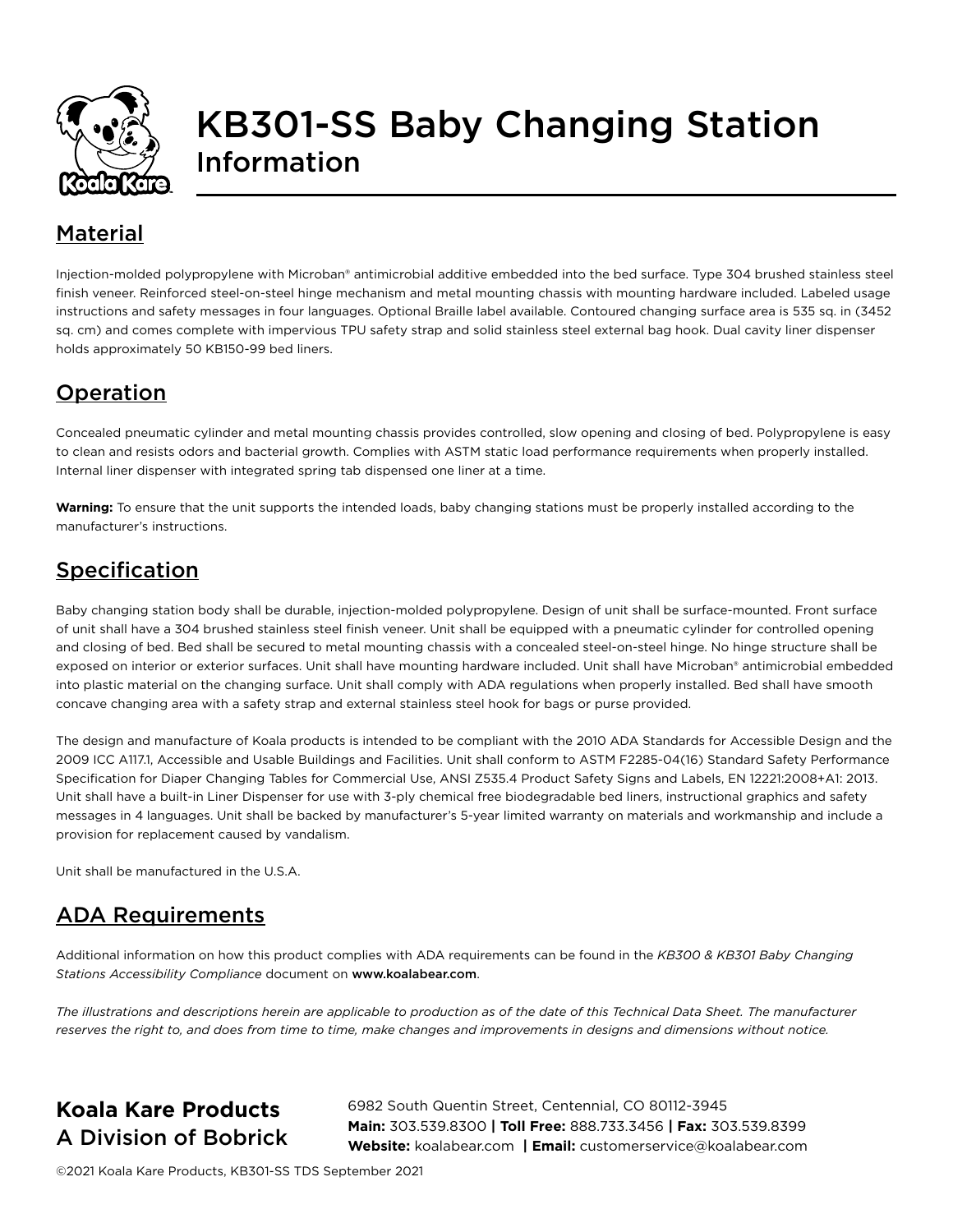# KB301-SS Baby Changing Station

## Information

## Material

Injection-molded polypropylene with Microban® antimicrobial additive embedded into the bed surface. Type 304 brushed stainless steel finish veneer. Reinforced steel-on-steel hinge mechanism and metal mounting chassis with mounting hardware included. Labeled usage instructions and safety messages in four languages. Optional Braille label available. Contoured changing surface area is 535 sq. in (3452 sq. cm) and comes complete with impervious TPU safety strap and solid stainless steel external bag hook. Dual cavity liner dispenser holds approximately 50 KB150-99 bed liners.

## Operation

Concealed pneumatic cylinder and metal mounting chassis provides controlled, slow opening and closing of bed. Polypropylene is easy to clean and resists odors and bacterial growth. Complies with ASTM static load performance requirements when properly installed. Internal liner dispenser with integrated spring tab dispensed one liner at a time.

**Warning:** To ensure that the unit supports the intended loads, baby changing stations must be properly installed according to the manufacturer's instructions.

## Specification

Baby changing station body shall be durable, injection-molded polypropylene. Design of unit shall be surface-mounted. Front surface of unit shall have a 304 brushed stainless steel finish veneer. Unit shall be equipped with a pneumatic cylinder for controlled opening and closing of bed. Bed shall be secured to metal mounting chassis with a concealed steel-on-steel hinge. No hinge structure shall be exposed on interior or exterior surfaces. Unit shall have mounting hardware included. Unit shall have Microban® antimicrobial embedded into plastic material on the changing surface. Unit shall comply with ADA regulations when properly installed. Bed shall have smooth concave changing area with a safety strap and external stainless steel hook for bags or purse provided.

The design and manufacture of Koala products is intended to be compliant with the 2010 ADA Standards for Accessible Design and the 2009 ICC A117.1, Accessible and Usable Buildings and Facilities. Unit shall conform to ASTM F2285-04(16) Standard Safety Performance Specification for Diaper Changing Tables for Commercial Use, ANSI Z535.4 Product Safety Signs and Labels, EN 12221:2008+A1: 2013. Unit shall have a built-in Liner Dispenser for use with 3-ply chemical free biodegradable bed liners, instructional graphics and safety messages in 4 languages. Unit shall be backed by manufacturer's 5-year limited warranty on materials and workmanship and include a provision for replacement caused by vandalism.

Unit shall be manufactured in the U.S.A.

## ADA Requirements

Additional information on how this product complies with ADA requirements can be found in the *KB300 & KB301 Baby Changing Stations Accessibility Compliance* document on **www.koalabear.com**.

*The illustrations and descriptions herein are applicable to production as of the date of this Technical Data Sheet. The manufacturer reserves the right to, and does from time to time, make changes and improvements in designs and dimensions without notice.*

**Koala Kare Products**
**A Division of Bobrick**

6982 South Quentin Street, Centennial, CO 80112-3945
**Main:** 303.539.8300 **| Toll Free:** 888.733.3456 **| Fax:** 303.539.8399
**Website:** koalabear.com **| Email:** customerservice@koalabear.com

©2021 Koala Kare Products, KB301-SS TDS September 2021